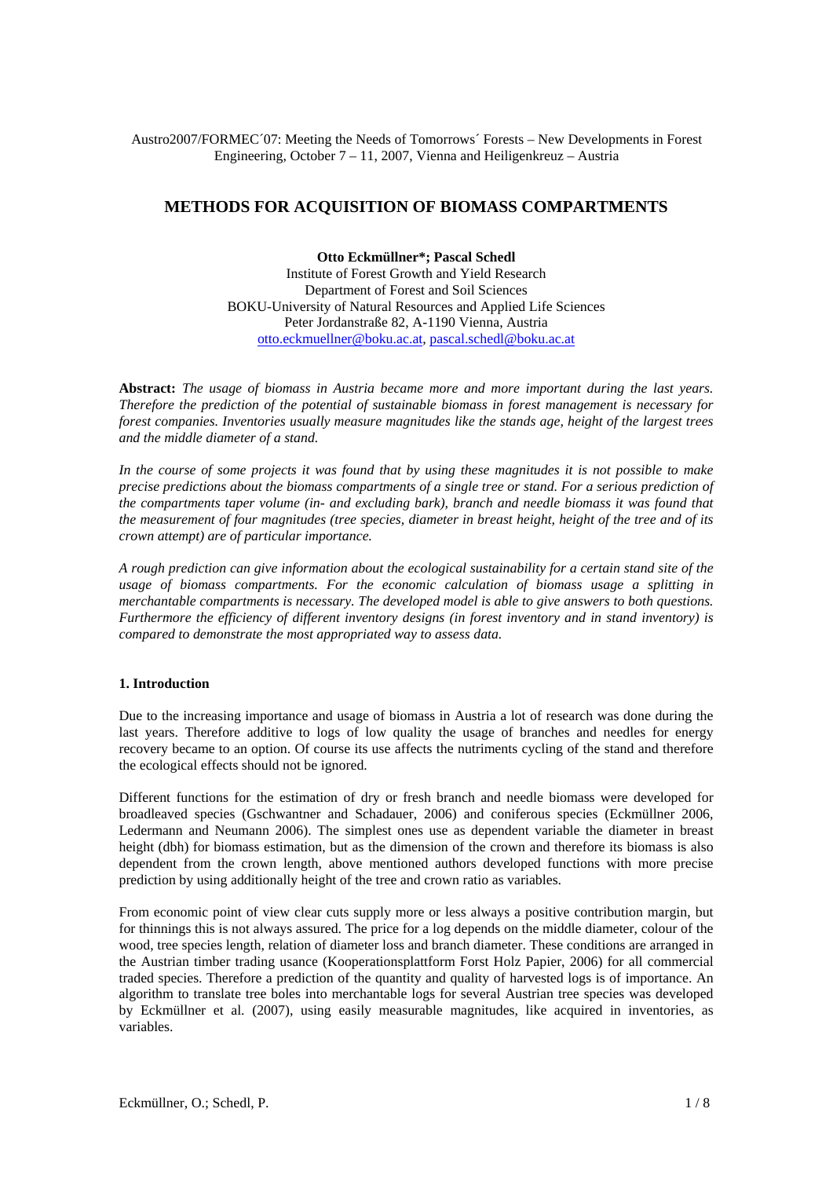Austro2007/FORMEC´07: Meeting the Needs of Tomorrows´ Forests – New Developments in Forest Engineering, October 7 – 11, 2007, Vienna and Heiligenkreuz – Austria

# METHODS FOR ACQUISITION OF BIOMASS COMPARTMENTS

**Otto Eckmüllner\*; Pascal Schedl**

Institute of Forest Growth and Yield Research
Department of Forest and Soil Sciences
BOKU-University of Natural Resources and Applied Life Sciences
Peter Jordanstraße 82, A-1190 Vienna, Austria
otto.eckmuellner@boku.ac.at, pascal.schedl@boku.ac.at

**Abstract:** *The usage of biomass in Austria became more and more important during the last years. Therefore the prediction of the potential of sustainable biomass in forest management is necessary for forest companies. Inventories usually measure magnitudes like the stands age, height of the largest trees and the middle diameter of a stand.*

*In the course of some projects it was found that by using these magnitudes it is not possible to make precise predictions about the biomass compartments of a single tree or stand. For a serious prediction of the compartments taper volume (in- and excluding bark), branch and needle biomass it was found that the measurement of four magnitudes (tree species, diameter in breast height, height of the tree and of its crown attempt) are of particular importance.*

*A rough prediction can give information about the ecological sustainability for a certain stand site of the usage of biomass compartments. For the economic calculation of biomass usage a splitting in merchantable compartments is necessary. The developed model is able to give answers to both questions. Furthermore the efficiency of different inventory designs (in forest inventory and in stand inventory) is compared to demonstrate the most appropriated way to assess data.*

## 1. Introduction

Due to the increasing importance and usage of biomass in Austria a lot of research was done during the last years. Therefore additive to logs of low quality the usage of branches and needles for energy recovery became to an option. Of course its use affects the nutriments cycling of the stand and therefore the ecological effects should not be ignored.

Different functions for the estimation of dry or fresh branch and needle biomass were developed for broadleaved species (Gschwantner and Schadauer, 2006) and coniferous species (Eckmüllner 2006, Ledermann and Neumann 2006). The simplest ones use as dependent variable the diameter in breast height (dbh) for biomass estimation, but as the dimension of the crown and therefore its biomass is also dependent from the crown length, above mentioned authors developed functions with more precise prediction by using additionally height of the tree and crown ratio as variables.

From economic point of view clear cuts supply more or less always a positive contribution margin, but for thinnings this is not always assured. The price for a log depends on the middle diameter, colour of the wood, tree species length, relation of diameter loss and branch diameter. These conditions are arranged in the Austrian timber trading usance (Kooperationsplattform Forst Holz Papier, 2006) for all commercial traded species. Therefore a prediction of the quantity and quality of harvested logs is of importance. An algorithm to translate tree boles into merchantable logs for several Austrian tree species was developed by Eckmüllner et al. (2007), using easily measurable magnitudes, like acquired in inventories, as variables.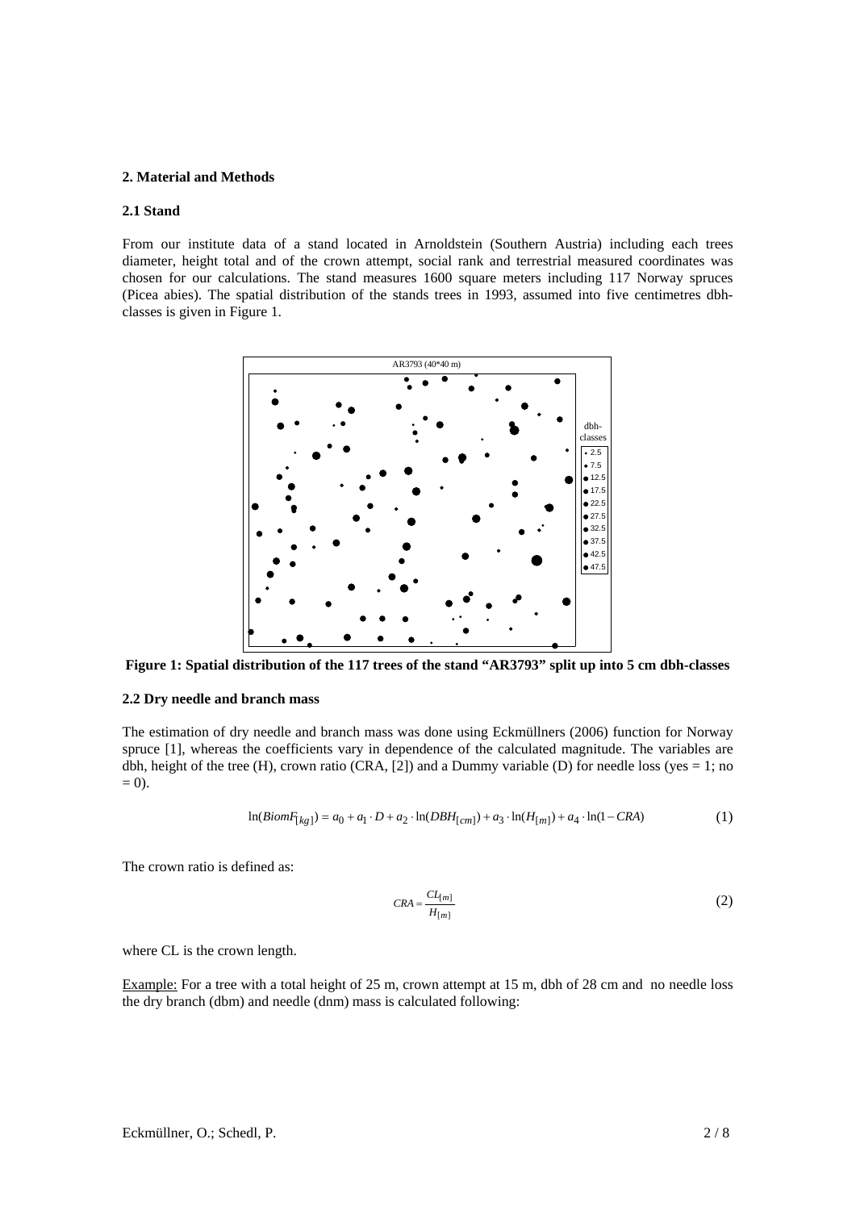## 2. Material and Methods

### 2.1 Stand

From our institute data of a stand located in Arnoldstein (Southern Austria) including each trees diameter, height total and of the crown attempt, social rank and terrestrial measured coordinates was chosen for our calculations. The stand measures 1600 square meters including 117 Norway spruces (Picea abies). The spatial distribution of the stands trees in 1993, assumed into five centimetres dbh-classes is given in Figure 1.

**Figure 1: Spatial distribution of the 117 trees of the stand "AR3793" split up into 5 cm dbh-classes**

### 2.2 Dry needle and branch mass

The estimation of dry needle and branch mass was done using Eckmüllners (2006) function for Norway spruce [1], whereas the coefficients vary in dependence of the calculated magnitude. The variables are dbh, height of the tree (H), crown ratio (CRA, [2]) and a Dummy variable (D) for needle loss (yes = 1; no = 0).

$$\ln(BiomF_{[kg]}) = a_0 + a_1 \cdot D + a_2 \cdot \ln(DBH_{[cm]}) + a_3 \cdot \ln(H_{[m]}) + a_4 \cdot \ln(1 - CRA) \tag{1}$$

The crown ratio is defined as:

$$CRA = \frac{CL_{[m]}}{H_{[m]}} \tag{2}$$

where CL is the crown length.

Example: For a tree with a total height of 25 m, crown attempt at 15 m, dbh of 28 cm and no needle loss the dry branch (dbm) and needle (dnm) mass is calculated following: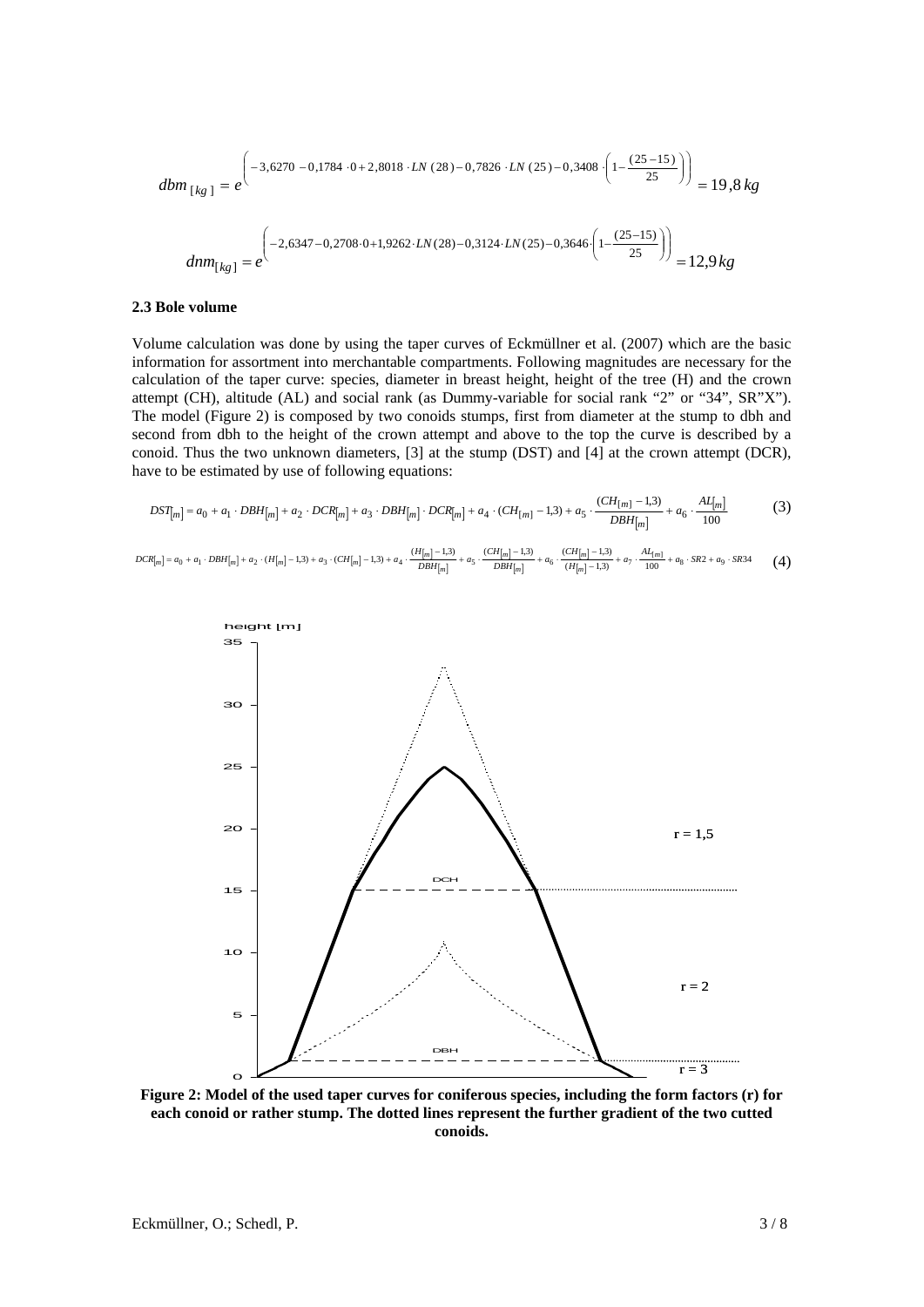$$dbm_{[kg]} = e^{\left(-3{,}6270 - 0{,}1784 \cdot 0 + 2{,}8018 \cdot LN(28) - 0{,}7826 \cdot LN(25) - 0{,}3408 \cdot \left(1 - \frac{(25-15)}{25}\right)\right)} = 19{,}8\,kg$$

$$dnm_{[kg]} = e^{\left(-2{,}6347 - 0{,}2708 \cdot 0 + 1{,}9262 \cdot LN(28) - 0{,}3124 \cdot LN(25) - 0{,}3646 \cdot \left(1 - \frac{(25-15)}{25}\right)\right)} = 12{,}9\,kg$$

### 2.3 Bole volume

Volume calculation was done by using the taper curves of Eckmüllner et al. (2007) which are the basic information for assortment into merchantable compartments. Following magnitudes are necessary for the calculation of the taper curve: species, diameter in breast height, height of the tree (H) and the crown attempt (CH), altitude (AL) and social rank (as Dummy-variable for social rank "2" or "34", SR"X"). The model (Figure 2) is composed by two conoids stumps, first from diameter at the stump to dbh and second from dbh to the height of the crown attempt and above to the top the curve is described by a conoid. Thus the two unknown diameters, [3] at the stump (DST) and [4] at the crown attempt (DCR), have to be estimated by use of following equations:

$$DST_{[m]} = a_0 + a_1 \cdot DBH_{[m]} + a_2 \cdot DCR_{[m]} + a_3 \cdot DBH_{[m]} \cdot DCR_{[m]} + a_4 \cdot (CH_{[m]} - 1{,}3) + a_5 \cdot \frac{(CH_{[m]} - 1{,}3)}{DBH_{[m]}} + a_6 \cdot \frac{AL_{[m]}}{100} \tag{3}$$

$$DCR_{[m]} = a_0 + a_1 \cdot DBH_{[m]} + a_2 \cdot (H_{[m]} - 1{,}3) + a_3 \cdot (CH_{[m]} - 1{,}3) + a_4 \cdot \frac{(H_{[m]} - 1{,}3)}{DBH_{[m]}} + a_5 \cdot \frac{(CH_{[m]} - 1{,}3)}{DBH_{[m]}} + a_6 \cdot \frac{(CH_{[m]} - 1{,}3)}{(H_{[m]} - 1{,}3)} + a_7 \cdot \frac{AL_{[m]}}{100} + a_8 \cdot SR2 + a_9 \cdot SR34 \tag{4}$$

**Figure 2: Model of the used taper curves for coniferous species, including the form factors (r) for each conoid or rather stump. The dotted lines represent the further gradient of the two cutted conoids.**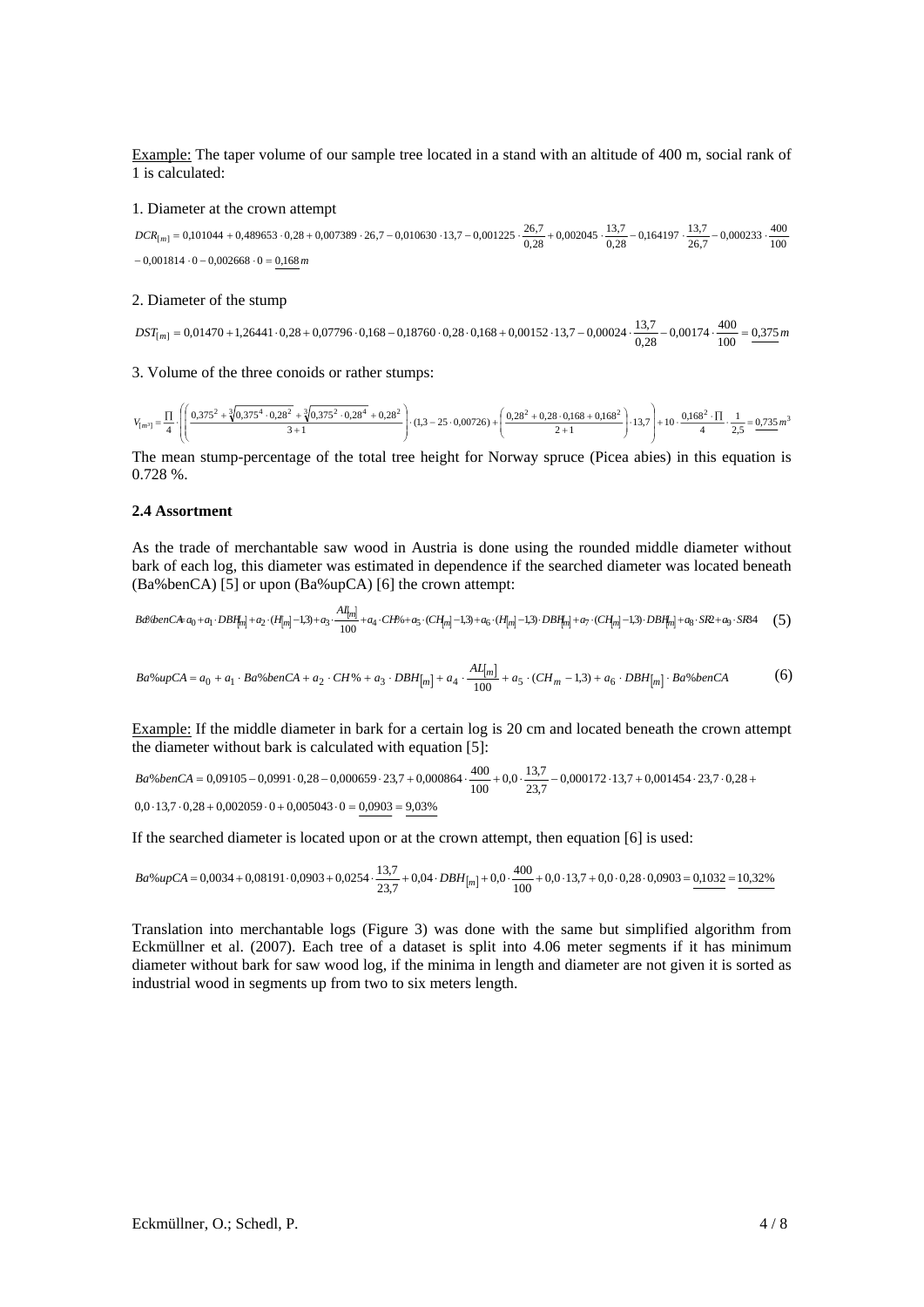Example: The taper volume of our sample tree located in a stand with an altitude of 400 m, social rank of 1 is calculated:

1. Diameter at the crown attempt

$$DCR_{[m]} = 0{,}101044 + 0{,}489653 \cdot 0{,}28 + 0{,}007389 \cdot 26{,}7 - 0{,}010630 \cdot 13{,}7 - 0{,}001225 \cdot \frac{26{,}7}{0{,}28} + 0{,}002045 \cdot \frac{13{,}7}{0{,}28} - 0{,}164197 \cdot \frac{13{,}7}{26{,}7} - 0{,}000233 \cdot \frac{400}{100}$$
$$- 0{,}001814 \cdot 0 - 0{,}002668 \cdot 0 = \underline{0{,}168}\, m$$

2. Diameter of the stump

$$DST_{[m]} = 0{,}01470 + 1{,}26441 \cdot 0{,}28 + 0{,}07796 \cdot 0{,}168 - 0{,}18760 \cdot 0{,}28 \cdot 0{,}168 + 0{,}00152 \cdot 13{,}7 - 0{,}00024 \cdot \frac{13{,}7}{0{,}28} - 0{,}00174 \cdot \frac{400}{100} = \underline{0{,}375}\, m$$

3. Volume of the three conoids or rather stumps:

$$V_{[m^3]} = \frac{\Pi}{4} \cdot \left( \left( \frac{0{,}375^2 + \sqrt[3]{0{,}375^4 \cdot 0{,}28^2} + \sqrt[3]{0{,}375^2 \cdot 0{,}28^4} + 0{,}28^2}{3+1} \right) \cdot (1{,}3 - 25 \cdot 0{,}00726) + \left( \frac{0{,}28^2 + 0{,}28 \cdot 0{,}168 + 0{,}168^2}{2+1} \right) \cdot 13{,}7 \right) + 10 \cdot \frac{0{,}168^2 \cdot \Pi}{4} \cdot \frac{1}{2{,}5} = \underline{0{,}735}\, m^3$$

The mean stump-percentage of the total tree height for Norway spruce (Picea abies) in this equation is 0.728 %.

### 2.4 Assortment

As the trade of merchantable saw wood in Austria is done using the rounded middle diameter without bark of each log, this diameter was estimated in dependence if the searched diameter was located beneath (Ba%benCA) [5] or upon (Ba%upCA) [6] the crown attempt:

$$Ba\%benCA = a_0 + a_1 \cdot DBH_{[m]} + a_2 \cdot (H_{[m]} - 1{,}3) + a_3 \cdot \frac{AL_{[m]}}{100} + a_4 \cdot CH\% + a_5 \cdot (CH_{[m]} - 1{,}3) + a_6 \cdot (H_{[m]} - 1{,}3) \cdot DBH_{[m]} + a_7 \cdot (CH_{[m]} - 1{,}3) \cdot DBH_{[m]} + a_8 \cdot SR2 + a_9 \cdot SR34 \quad (5)$$

$$Ba\%upCA = a_0 + a_1 \cdot Ba\%benCA + a_2 \cdot CH\% + a_3 \cdot DBH_{[m]} + a_4 \cdot \frac{AL_{[m]}}{100} + a_5 \cdot (CH_m - 1{,}3) + a_6 \cdot DBH_{[m]} \cdot Ba\%benCA \quad (6)$$

Example: If the middle diameter in bark for a certain log is 20 cm and located beneath the crown attempt the diameter without bark is calculated with equation [5]:

$$Ba\%benCA = 0{,}09105 - 0{,}0991 \cdot 0{,}28 - 0{,}000659 \cdot 23{,}7 + 0{,}000864 \cdot \frac{400}{100} + 0{,}0 \cdot \frac{13{,}7}{23{,}7} - 0{,}000172 \cdot 13{,}7 + 0{,}001454 \cdot 23{,}7 \cdot 0{,}28 +$$
$$0{,}0 \cdot 13{,}7 \cdot 0{,}28 + 0{,}002059 \cdot 0 + 0{,}005043 \cdot 0 = \underline{0{,}0903} = \underline{9{,}03\%}$$

If the searched diameter is located upon or at the crown attempt, then equation [6] is used:

$$Ba\%upCA = 0{,}0034 + 0{,}08191 \cdot 0{,}0903 + 0{,}0254 \cdot \frac{13{,}7}{23{,}7} + 0{,}04 \cdot DBH_{[m]} + 0{,}0 \cdot \frac{400}{100} + 0{,}0 \cdot 13{,}7 + 0{,}0 \cdot 0{,}28 \cdot 0{,}0903 = \underline{0{,}1032} = \underline{10{,}32\%}$$

Translation into merchantable logs (Figure 3) was done with the same but simplified algorithm from Eckmüllner et al. (2007). Each tree of a dataset is split into 4.06 meter segments if it has minimum diameter without bark for saw wood log, if the minima in length and diameter are not given it is sorted as industrial wood in segments up from two to six meters length.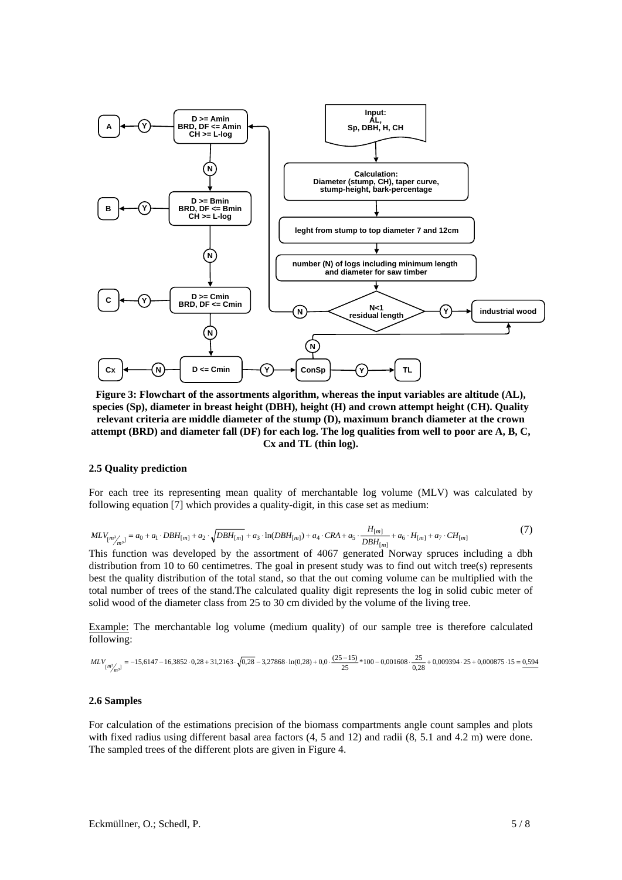**Figure 3: Flowchart of the assortments algorithm, whereas the input variables are altitude (AL), species (Sp), diameter in breast height (DBH), height (H) and crown attempt height (CH). Quality relevant criteria are middle diameter of the stump (D), maximum branch diameter at the crown attempt (BRD) and diameter fall (DF) for each log. The log qualities from well to poor are A, B, C, Cx and TL (thin log).**

### 2.5 Quality prediction

For each tree its representing mean quality of merchantable log volume (MLV) was calculated by following equation [7] which provides a quality-digit, in this case set as medium:

$$MLV_{[m^3/m^3]} = a_0 + a_1 \cdot DBH_{[m]} + a_2 \cdot \sqrt{DBH_{[m]}} + a_3 \cdot \ln(DBH_{[m]}) + a_4 \cdot CRA + a_5 \cdot \frac{H_{[m]}}{DBH_{[m]}} + a_6 \cdot H_{[m]} + a_7 \cdot CH_{[m]} \tag{7}$$

This function was developed by the assortment of 4067 generated Norway spruces including a dbh distribution from 10 to 60 centimetres. The goal in present study was to find out witch tree(s) represents best the quality distribution of the total stand, so that the out coming volume can be multiplied with the total number of trees of the stand.The calculated quality digit represents the log in solid cubic meter of solid wood of the diameter class from 25 to 30 cm divided by the volume of the living tree.

Example: The merchantable log volume (medium quality) of our sample tree is therefore calculated following:

$$MLV_{[m^3/m^3]} = -15{,}6147 - 16{,}3852 \cdot 0{,}28 + 31{,}2163 \cdot \sqrt{0{,}28} - 3{,}27868 \cdot \ln(0{,}28) + 0{,}0 \cdot \frac{(25-15)}{25} * 100 - 0{,}001608 \cdot \frac{25}{0{,}28} + 0{,}009394 \cdot 25 + 0{,}000875 \cdot 15 = \underline{0{,}594}$$

### 2.6 Samples

For calculation of the estimations precision of the biomass compartments angle count samples and plots with fixed radius using different basal area factors (4, 5 and 12) and radii (8, 5.1 and 4.2 m) were done. The sampled trees of the different plots are given in Figure 4.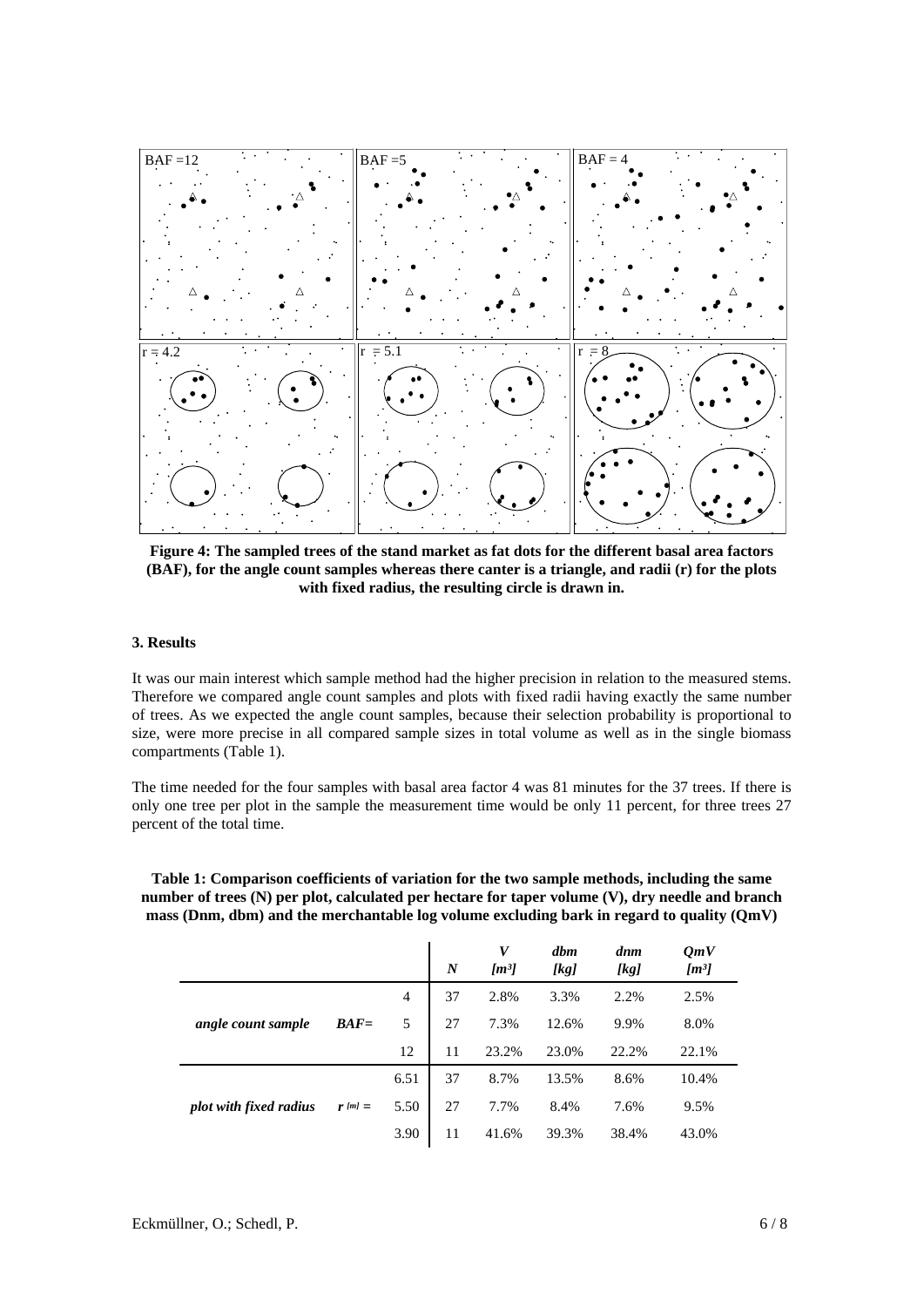Figure 4: The sampled trees of the stand market as fat dots for the different basal area factors (BAF), for the angle count samples whereas there canter is a triangle, and radii (r) for the plots with fixed radius, the resulting circle is drawn in.

### 3. Results

It was our main interest which sample method had the higher precision in relation to the measured stems. Therefore we compared angle count samples and plots with fixed radii having exactly the same number of trees. As we expected the angle count samples, because their selection probability is proportional to size, were more precise in all compared sample sizes in total volume as well as in the single biomass compartments (Table 1).

The time needed for the four samples with basal area factor 4 was 81 minutes for the 37 trees. If there is only one tree per plot in the sample the measurement time would be only 11 percent, for three trees 27 percent of the total time.

**Table 1: Comparison coefficients of variation for the two sample methods, including the same number of trees (N) per plot, calculated per hectare for taper volume (V), dry needle and branch mass (Dnm, dbm) and the merchantable log volume excluding bark in regard to quality (QmV)**

| | | | *N* | *V* *[m³]* | *dbm* *[kg]* | *dnm* *[kg]* | *QmV* *[m³]* |
|---|---|---|---|---|---|---|---|
| | | 4 | 37 | 2.8% | 3.3% | 2.2% | 2.5% |
| *angle count sample* | *BAF=* | 5 | 27 | 7.3% | 12.6% | 9.9% | 8.0% |
| | | 12 | 11 | 23.2% | 23.0% | 22.2% | 22.1% |
| | | 6.51 | 37 | 8.7% | 13.5% | 8.6% | 10.4% |
| *plot with fixed radius* | *r [m] =* | 5.50 | 27 | 7.7% | 8.4% | 7.6% | 9.5% |
| | | 3.90 | 11 | 41.6% | 39.3% | 38.4% | 43.0% |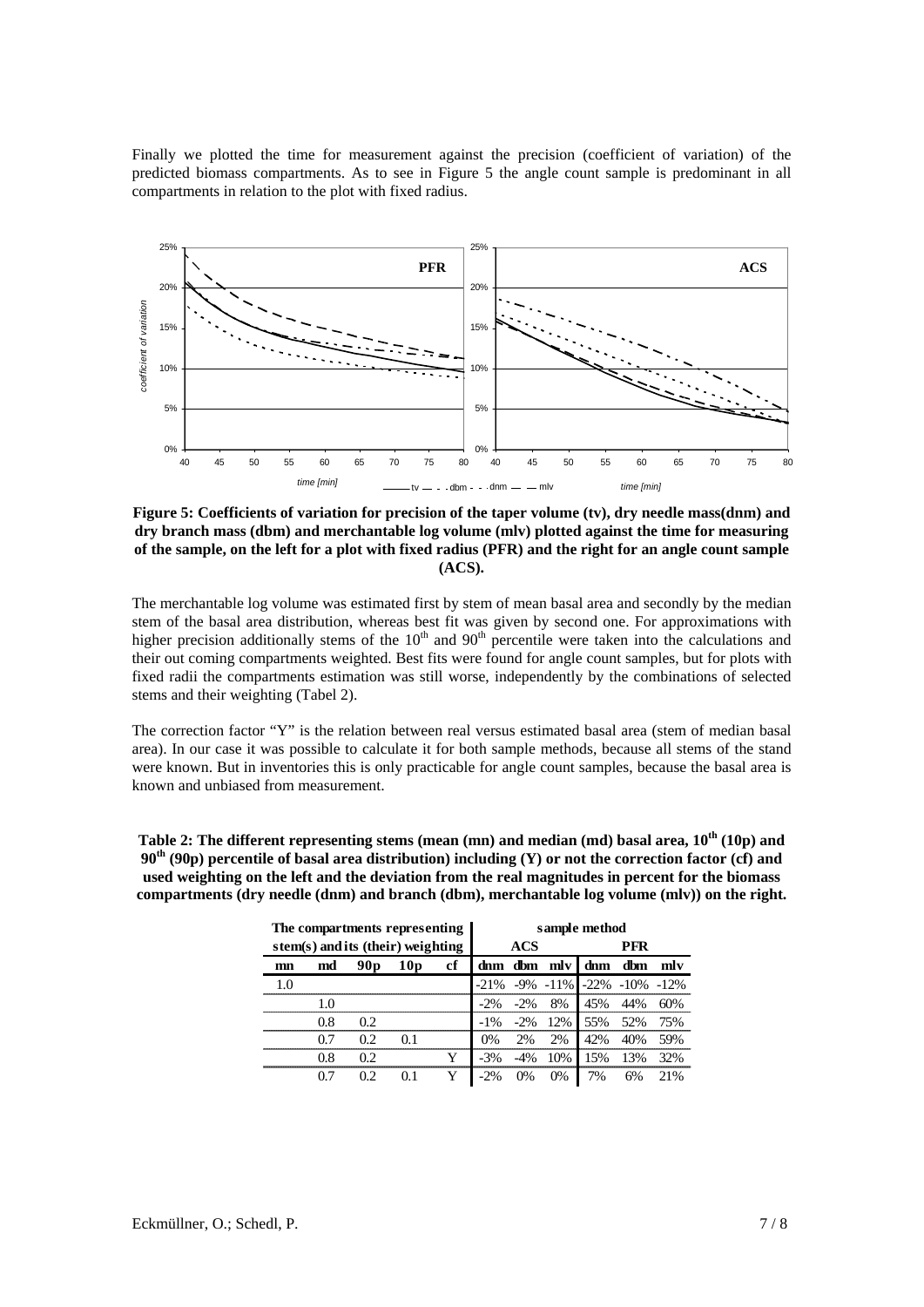Finally we plotted the time for measurement against the precision (coefficient of variation) of the predicted biomass compartments. As to see in Figure 5 the angle count sample is predominant in all compartments in relation to the plot with fixed radius.

**Figure 5: Coefficients of variation for precision of the taper volume (tv), dry needle mass(dnm) and dry branch mass (dbm) and merchantable log volume (mlv) plotted against the time for measuring of the sample, on the left for a plot with fixed radius (PFR) and the right for an angle count sample (ACS).**

The merchantable log volume was estimated first by stem of mean basal area and secondly by the median stem of the basal area distribution, whereas best fit was given by second one. For approximations with higher precision additionally stems of the $10^{th}$ and $90^{th}$ percentile were taken into the calculations and their out coming compartments weighted. Best fits were found for angle count samples, but for plots with fixed radii the compartments estimation was still worse, independently by the combinations of selected stems and their weighting (Tabel 2).

The correction factor "Y" is the relation between real versus estimated basal area (stem of median basal area). In our case it was possible to calculate it for both sample methods, because all stems of the stand were known. But in inventories this is only practicable for angle count samples, because the basal area is known and unbiased from measurement.

**Table 2: The different representing stems (mean (mn) and median (md) basal area, $10^{th}$ (10p) and $90^{th}$ (90p) percentile of basal area distribution) including (Y) or not the correction factor (cf) and used weighting on the left and the deviation from the real magnitudes in percent for the biomass compartments (dry needle (dnm) and branch (dbm), merchantable log volume (mlv)) on the right.**

| The compartments representing stem(s) and its (their) weighting | | | | | sample method | | | | | |
|---|---|---|---|---|---|---|---|---|---|---|
| | | | | | ACS | | | PFR | | |
| mn | md | 90p | 10p | cf | dnm | dbm | mlv | dnm | dbm | mlv |
| 1.0 | | | | | -21% | -9% | -11% | -22% | -10% | -12% |
| | 1.0 | | | | -2% | -2% | 8% | 45% | 44% | 60% |
| | 0.8 | 0.2 | | | -1% | -2% | 12% | 55% | 52% | 75% |
| | 0.7 | 0.2 | 0.1 | | 0% | 2% | 2% | 42% | 40% | 59% |
| | 0.8 | 0.2 | | Y | -3% | -4% | 10% | 15% | 13% | 32% |
| | 0.7 | 0.2 | 0.1 | Y | -2% | 0% | 0% | 7% | 6% | 21% |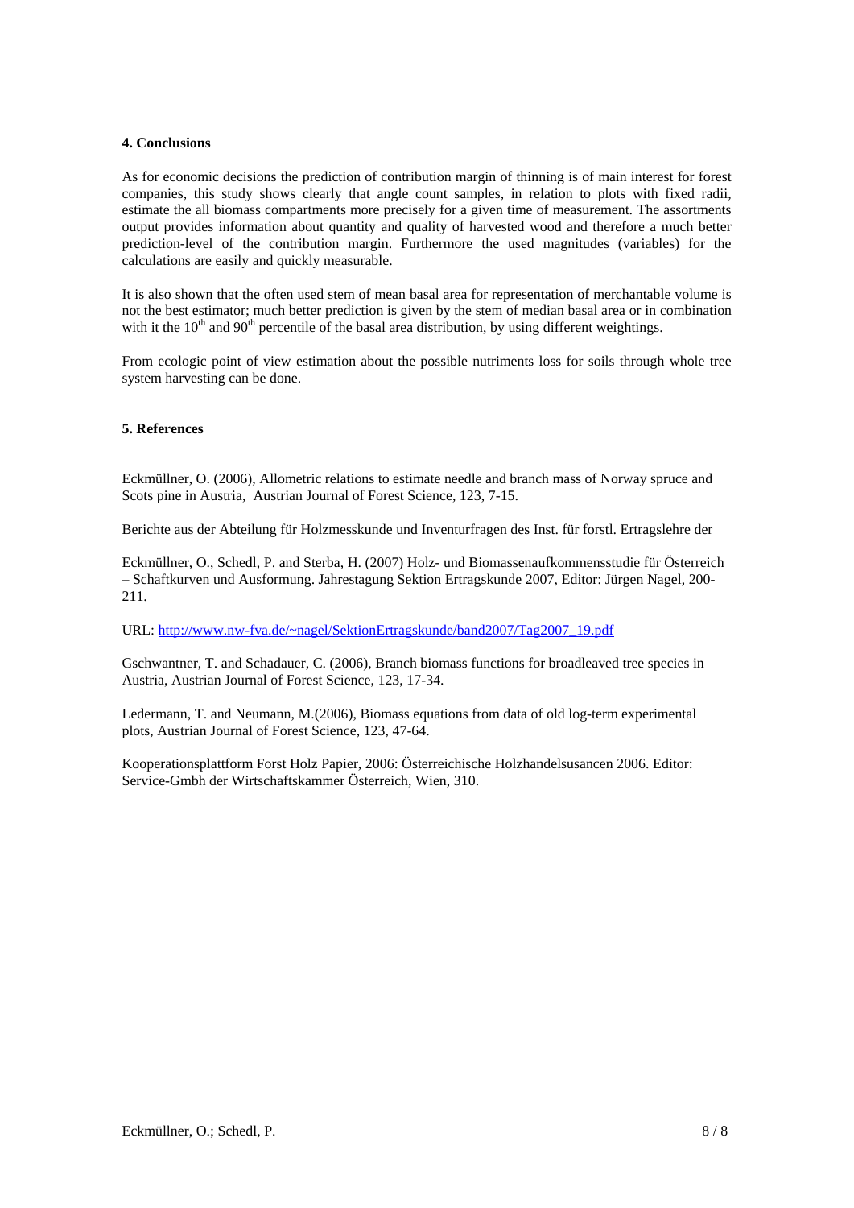### 4. Conclusions

As for economic decisions the prediction of contribution margin of thinning is of main interest for forest companies, this study shows clearly that angle count samples, in relation to plots with fixed radii, estimate the all biomass compartments more precisely for a given time of measurement. The assortments output provides information about quantity and quality of harvested wood and therefore a much better prediction-level of the contribution margin. Furthermore the used magnitudes (variables) for the calculations are easily and quickly measurable.

It is also shown that the often used stem of mean basal area for representation of merchantable volume is not the best estimator; much better prediction is given by the stem of median basal area or in combination with it the $10^{th}$ and $90^{th}$ percentile of the basal area distribution, by using different weightings.

From ecologic point of view estimation about the possible nutriments loss for soils through whole tree system harvesting can be done.

### 5. References

Eckmüllner, O. (2006), Allometric relations to estimate needle and branch mass of Norway spruce and Scots pine in Austria, Austrian Journal of Forest Science, 123, 7-15.

Berichte aus der Abteilung für Holzmesskunde und Inventurfragen des Inst. für forstl. Ertragslehre der

Eckmüllner, O., Schedl, P. and Sterba, H. (2007) Holz- und Biomassenaufkommensstudie für Österreich – Schaftkurven und Ausformung. Jahrestagung Sektion Ertragskunde 2007, Editor: Jürgen Nagel, 200-211.

URL: http://www.nw-fva.de/~nagel/SektionErtragskunde/band2007/Tag2007_19.pdf

Gschwantner, T. and Schadauer, C. (2006), Branch biomass functions for broadleaved tree species in Austria, Austrian Journal of Forest Science, 123, 17-34.

Ledermann, T. and Neumann, M.(2006), Biomass equations from data of old log-term experimental plots, Austrian Journal of Forest Science, 123, 47-64.

Kooperationsplattform Forst Holz Papier, 2006: Österreichische Holzhandelsusancen 2006. Editor: Service-Gmbh der Wirtschaftskammer Österreich, Wien, 310.